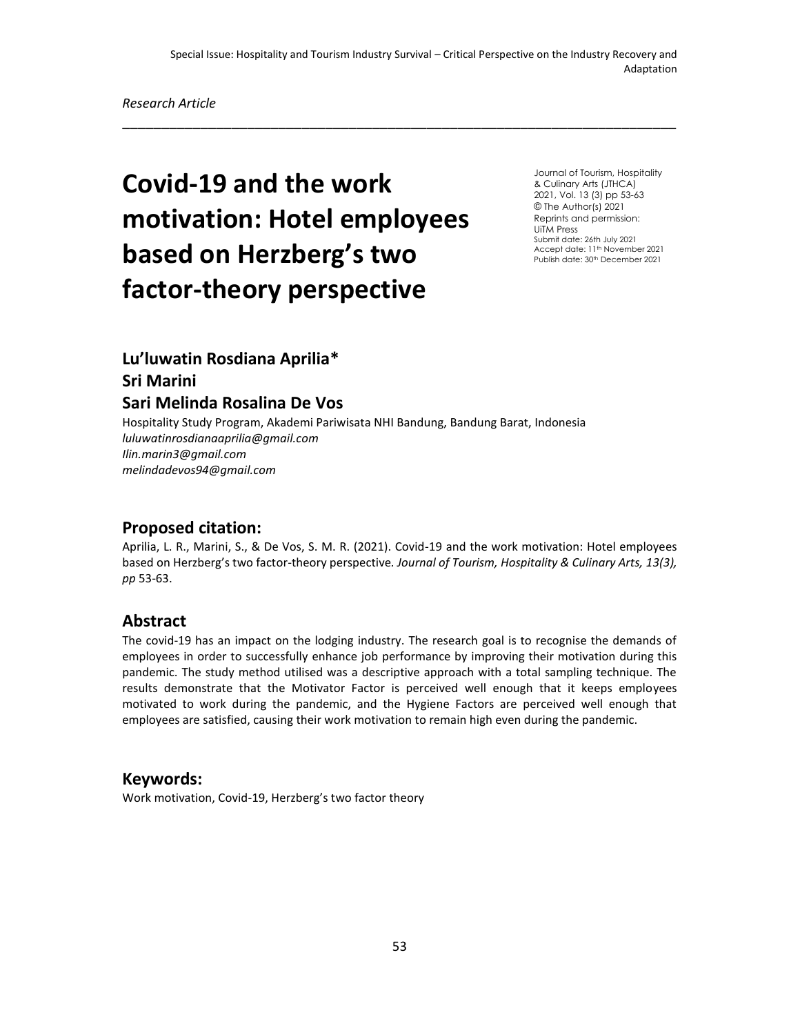Special Issue: Hospitality and Tourism Industry Survival – Critical Perspective on the Industry Recovery and Adaptation

*Research Article*

# Covid-19 and the work motivation: Hotel employees based on Herzberg's two factor-theory perspective

Journal of Tourism, Hospitality & Culinary Arts (JTHCA)
2021, Vol. 13 (3) pp 53-63
© The Author(s) 2021
Reprints and permission: UiTM Press
Submit date: 26th July 2021
Accept date: 11th November 2021
Publish date: 30th December 2021

## Lu'luwatin Rosdiana Aprilia*
## Sri Marini
## Sari Melinda Rosalina De Vos

Hospitality Study Program, Akademi Pariwisata NHI Bandung, Bandung Barat, Indonesia
*luluwatinrosdianaaprilia@gmail.com*
*Ilin.marin3@gmail.com*
*melindadevos94@gmail.com*

## Proposed citation:

Aprilia, L. R., Marini, S., & De Vos, S. M. R. (2021). Covid-19 and the work motivation: Hotel employees based on Herzberg's two factor-theory perspective. *Journal of Tourism, Hospitality & Culinary Arts, 13(3), pp* 53-63.

## Abstract

The covid-19 has an impact on the lodging industry. The research goal is to recognise the demands of employees in order to successfully enhance job performance by improving their motivation during this pandemic. The study method utilised was a descriptive approach with a total sampling technique. The results demonstrate that the Motivator Factor is perceived well enough that it keeps employees motivated to work during the pandemic, and the Hygiene Factors are perceived well enough that employees are satisfied, causing their work motivation to remain high even during the pandemic.

## Keywords:

Work motivation, Covid-19, Herzberg's two factor theory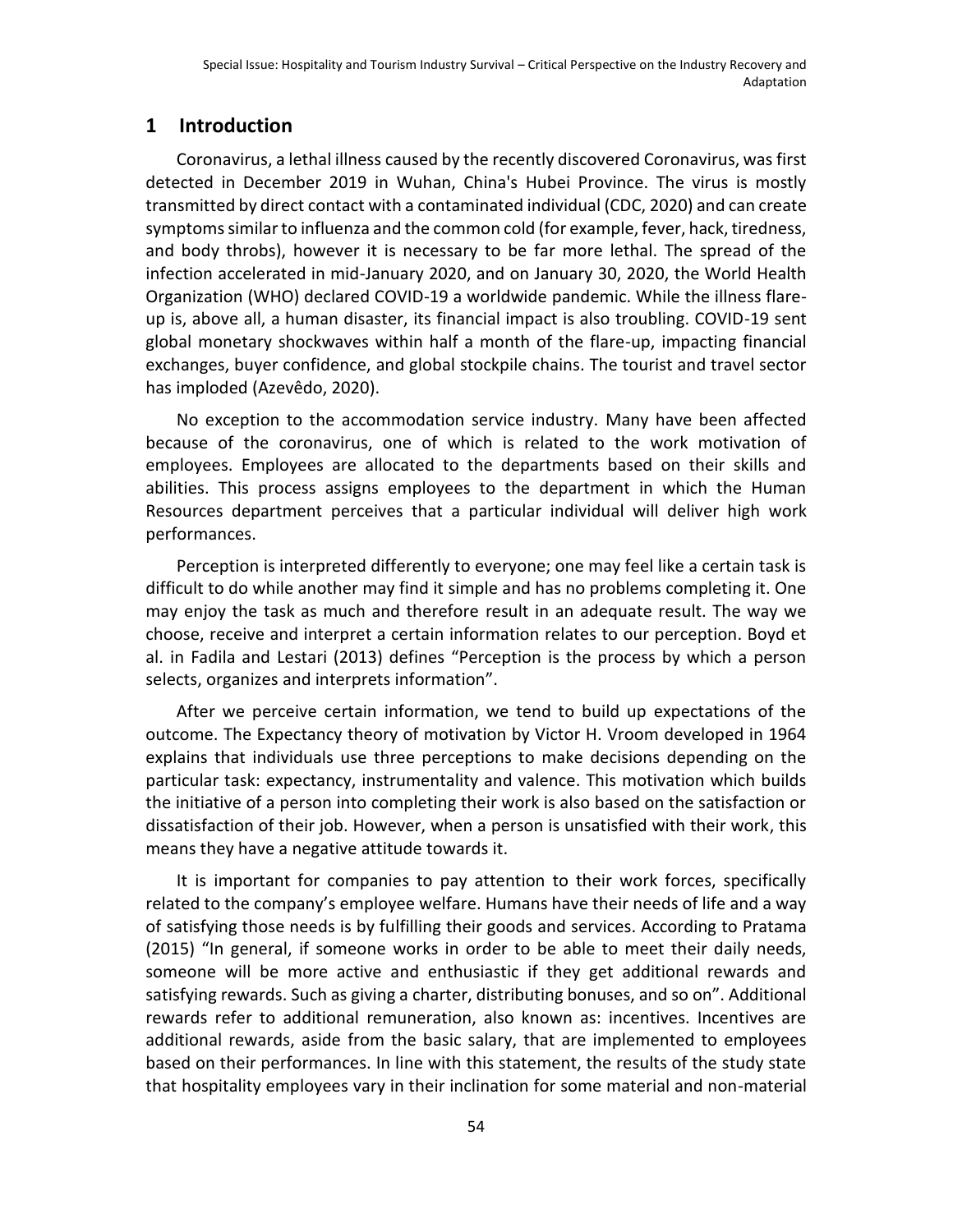## 1 Introduction

Coronavirus, a lethal illness caused by the recently discovered Coronavirus, was first detected in December 2019 in Wuhan, China's Hubei Province. The virus is mostly transmitted by direct contact with a contaminated individual (CDC, 2020) and can create symptoms similar to influenza and the common cold (for example, fever, hack, tiredness, and body throbs), however it is necessary to be far more lethal. The spread of the infection accelerated in mid-January 2020, and on January 30, 2020, the World Health Organization (WHO) declared COVID-19 a worldwide pandemic. While the illness flare-up is, above all, a human disaster, its financial impact is also troubling. COVID-19 sent global monetary shockwaves within half a month of the flare-up, impacting financial exchanges, buyer confidence, and global stockpile chains. The tourist and travel sector has imploded (Azevêdo, 2020).

No exception to the accommodation service industry. Many have been affected because of the coronavirus, one of which is related to the work motivation of employees. Employees are allocated to the departments based on their skills and abilities. This process assigns employees to the department in which the Human Resources department perceives that a particular individual will deliver high work performances.

Perception is interpreted differently to everyone; one may feel like a certain task is difficult to do while another may find it simple and has no problems completing it. One may enjoy the task as much and therefore result in an adequate result. The way we choose, receive and interpret a certain information relates to our perception. Boyd et al. in Fadila and Lestari (2013) defines "Perception is the process by which a person selects, organizes and interprets information".

After we perceive certain information, we tend to build up expectations of the outcome. The Expectancy theory of motivation by Victor H. Vroom developed in 1964 explains that individuals use three perceptions to make decisions depending on the particular task: expectancy, instrumentality and valence. This motivation which builds the initiative of a person into completing their work is also based on the satisfaction or dissatisfaction of their job. However, when a person is unsatisfied with their work, this means they have a negative attitude towards it.

It is important for companies to pay attention to their work forces, specifically related to the company's employee welfare. Humans have their needs of life and a way of satisfying those needs is by fulfilling their goods and services. According to Pratama (2015) "In general, if someone works in order to be able to meet their daily needs, someone will be more active and enthusiastic if they get additional rewards and satisfying rewards. Such as giving a charter, distributing bonuses, and so on". Additional rewards refer to additional remuneration, also known as: incentives. Incentives are additional rewards, aside from the basic salary, that are implemented to employees based on their performances. In line with this statement, the results of the study state that hospitality employees vary in their inclination for some material and non-material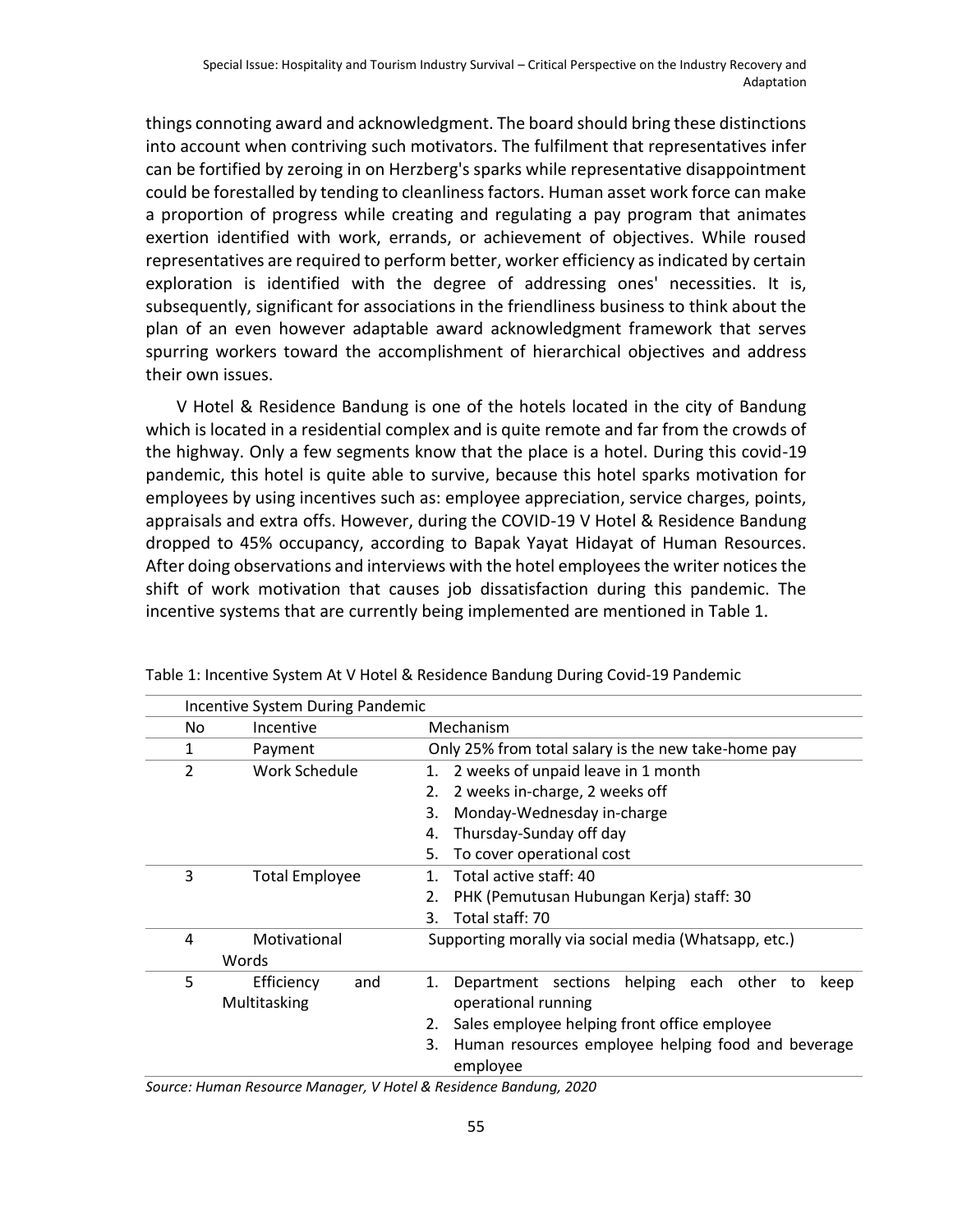things connoting award and acknowledgment. The board should bring these distinctions into account when contriving such motivators. The fulfilment that representatives infer can be fortified by zeroing in on Herzberg's sparks while representative disappointment could be forestalled by tending to cleanliness factors. Human asset work force can make a proportion of progress while creating and regulating a pay program that animates exertion identified with work, errands, or achievement of objectives. While roused representatives are required to perform better, worker efficiency as indicated by certain exploration is identified with the degree of addressing ones' necessities. It is, subsequently, significant for associations in the friendliness business to think about the plan of an even however adaptable award acknowledgment framework that serves spurring workers toward the accomplishment of hierarchical objectives and address their own issues.

V Hotel & Residence Bandung is one of the hotels located in the city of Bandung which is located in a residential complex and is quite remote and far from the crowds of the highway. Only a few segments know that the place is a hotel. During this covid-19 pandemic, this hotel is quite able to survive, because this hotel sparks motivation for employees by using incentives such as: employee appreciation, service charges, points, appraisals and extra offs. However, during the COVID-19 V Hotel & Residence Bandung dropped to 45% occupancy, according to Bapak Yayat Hidayat of Human Resources. After doing observations and interviews with the hotel employees the writer notices the shift of work motivation that causes job dissatisfaction during this pandemic. The incentive systems that are currently being implemented are mentioned in Table 1.

Table 1: Incentive System At V Hotel & Residence Bandung During Covid-19 Pandemic

| Incentive System During Pandemic | | |
|---|---|---|
| No | Incentive | Mechanism |
| 1 | Payment | Only 25% from total salary is the new take-home pay |
| 2 | Work Schedule | 1. 2 weeks of unpaid leave in 1 month<br>2. 2 weeks in-charge, 2 weeks off<br>3. Monday-Wednesday in-charge<br>4. Thursday-Sunday off day<br>5. To cover operational cost |
| 3 | Total Employee | 1. Total active staff: 40<br>2. PHK (Pemutusan Hubungan Kerja) staff: 30<br>3. Total staff: 70 |
| 4 | Motivational Words | Supporting morally via social media (Whatsapp, etc.) |
| 5 | Efficiency and Multitasking | 1. Department sections helping each other to keep operational running<br>2. Sales employee helping front office employee<br>3. Human resources employee helping food and beverage employee |

*Source: Human Resource Manager, V Hotel & Residence Bandung, 2020*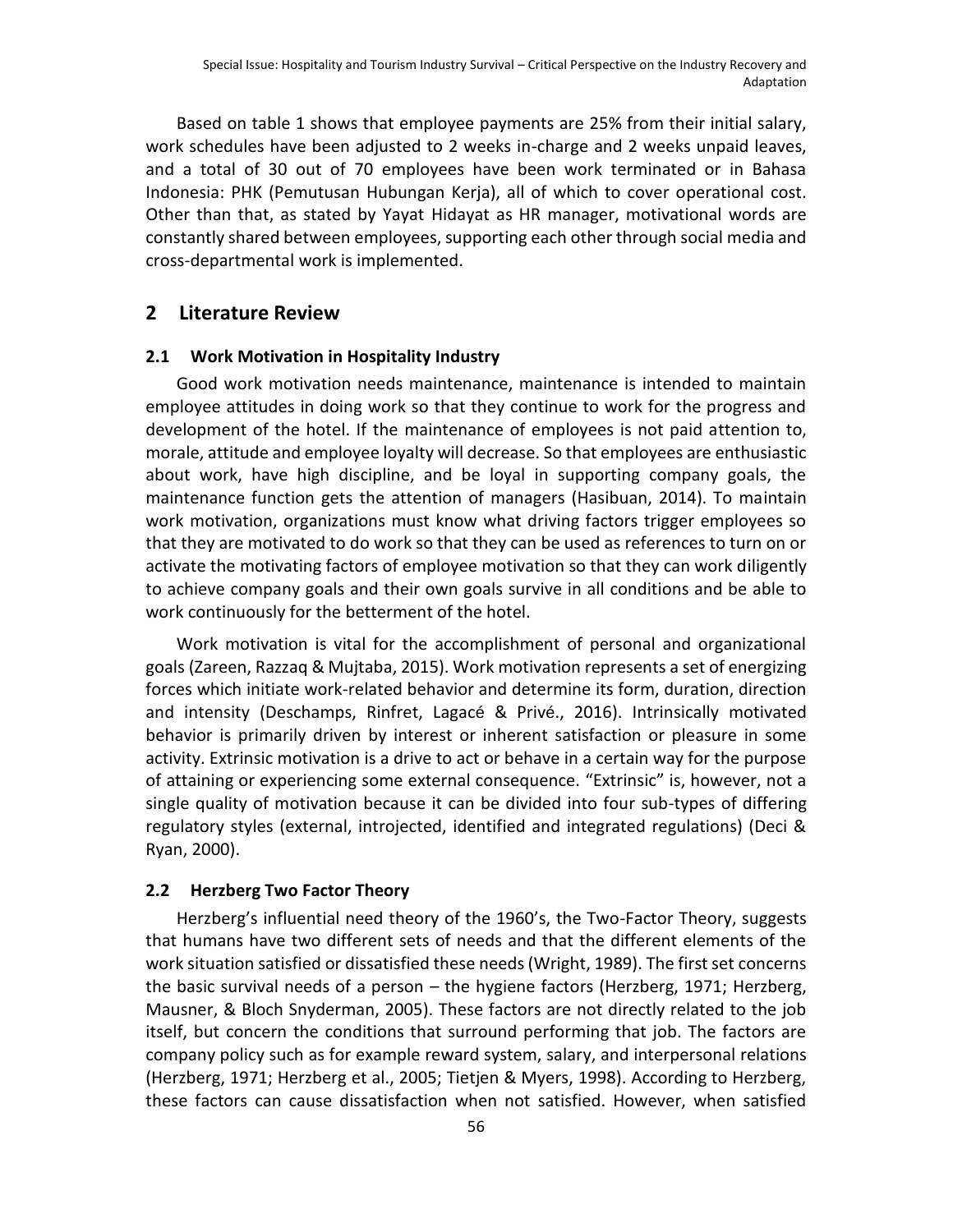Based on table 1 shows that employee payments are 25% from their initial salary, work schedules have been adjusted to 2 weeks in-charge and 2 weeks unpaid leaves, and a total of 30 out of 70 employees have been work terminated or in Bahasa Indonesia: PHK (Pemutusan Hubungan Kerja), all of which to cover operational cost. Other than that, as stated by Yayat Hidayat as HR manager, motivational words are constantly shared between employees, supporting each other through social media and cross-departmental work is implemented.

## 2 Literature Review

### 2.1 Work Motivation in Hospitality Industry

Good work motivation needs maintenance, maintenance is intended to maintain employee attitudes in doing work so that they continue to work for the progress and development of the hotel. If the maintenance of employees is not paid attention to, morale, attitude and employee loyalty will decrease. So that employees are enthusiastic about work, have high discipline, and be loyal in supporting company goals, the maintenance function gets the attention of managers (Hasibuan, 2014). To maintain work motivation, organizations must know what driving factors trigger employees so that they are motivated to do work so that they can be used as references to turn on or activate the motivating factors of employee motivation so that they can work diligently to achieve company goals and their own goals survive in all conditions and be able to work continuously for the betterment of the hotel.

Work motivation is vital for the accomplishment of personal and organizational goals (Zareen, Razzaq & Mujtaba, 2015). Work motivation represents a set of energizing forces which initiate work-related behavior and determine its form, duration, direction and intensity (Deschamps, Rinfret, Lagacé & Privé., 2016). Intrinsically motivated behavior is primarily driven by interest or inherent satisfaction or pleasure in some activity. Extrinsic motivation is a drive to act or behave in a certain way for the purpose of attaining or experiencing some external consequence. "Extrinsic" is, however, not a single quality of motivation because it can be divided into four sub-types of differing regulatory styles (external, introjected, identified and integrated regulations) (Deci & Ryan, 2000).

### 2.2 Herzberg Two Factor Theory

Herzberg's influential need theory of the 1960's, the Two-Factor Theory, suggests that humans have two different sets of needs and that the different elements of the work situation satisfied or dissatisfied these needs (Wright, 1989). The first set concerns the basic survival needs of a person – the hygiene factors (Herzberg, 1971; Herzberg, Mausner, & Bloch Snyderman, 2005). These factors are not directly related to the job itself, but concern the conditions that surround performing that job. The factors are company policy such as for example reward system, salary, and interpersonal relations (Herzberg, 1971; Herzberg et al., 2005; Tietjen & Myers, 1998). According to Herzberg, these factors can cause dissatisfaction when not satisfied. However, when satisfied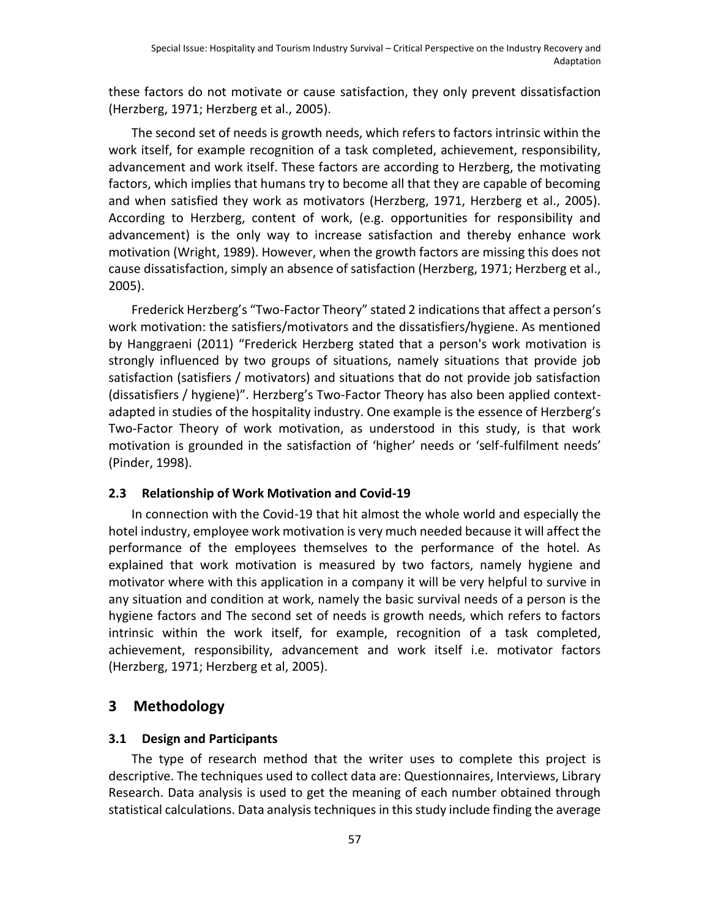these factors do not motivate or cause satisfaction, they only prevent dissatisfaction (Herzberg, 1971; Herzberg et al., 2005).

The second set of needs is growth needs, which refers to factors intrinsic within the work itself, for example recognition of a task completed, achievement, responsibility, advancement and work itself. These factors are according to Herzberg, the motivating factors, which implies that humans try to become all that they are capable of becoming and when satisfied they work as motivators (Herzberg, 1971, Herzberg et al., 2005). According to Herzberg, content of work, (e.g. opportunities for responsibility and advancement) is the only way to increase satisfaction and thereby enhance work motivation (Wright, 1989). However, when the growth factors are missing this does not cause dissatisfaction, simply an absence of satisfaction (Herzberg, 1971; Herzberg et al., 2005).

Frederick Herzberg's "Two-Factor Theory" stated 2 indications that affect a person's work motivation: the satisfiers/motivators and the dissatisfiers/hygiene. As mentioned by Hanggraeni (2011) "Frederick Herzberg stated that a person's work motivation is strongly influenced by two groups of situations, namely situations that provide job satisfaction (satisfiers / motivators) and situations that do not provide job satisfaction (dissatisfiers / hygiene)". Herzberg's Two-Factor Theory has also been applied context-adapted in studies of the hospitality industry. One example is the essence of Herzberg's Two-Factor Theory of work motivation, as understood in this study, is that work motivation is grounded in the satisfaction of 'higher' needs or 'self-fulfilment needs' (Pinder, 1998).

### 2.3 Relationship of Work Motivation and Covid-19

In connection with the Covid-19 that hit almost the whole world and especially the hotel industry, employee work motivation is very much needed because it will affect the performance of the employees themselves to the performance of the hotel. As explained that work motivation is measured by two factors, namely hygiene and motivator where with this application in a company it will be very helpful to survive in any situation and condition at work, namely the basic survival needs of a person is the hygiene factors and The second set of needs is growth needs, which refers to factors intrinsic within the work itself, for example, recognition of a task completed, achievement, responsibility, advancement and work itself i.e. motivator factors (Herzberg, 1971; Herzberg et al, 2005).

## 3 Methodology

### 3.1 Design and Participants

The type of research method that the writer uses to complete this project is descriptive. The techniques used to collect data are: Questionnaires, Interviews, Library Research. Data analysis is used to get the meaning of each number obtained through statistical calculations. Data analysis techniques in this study include finding the average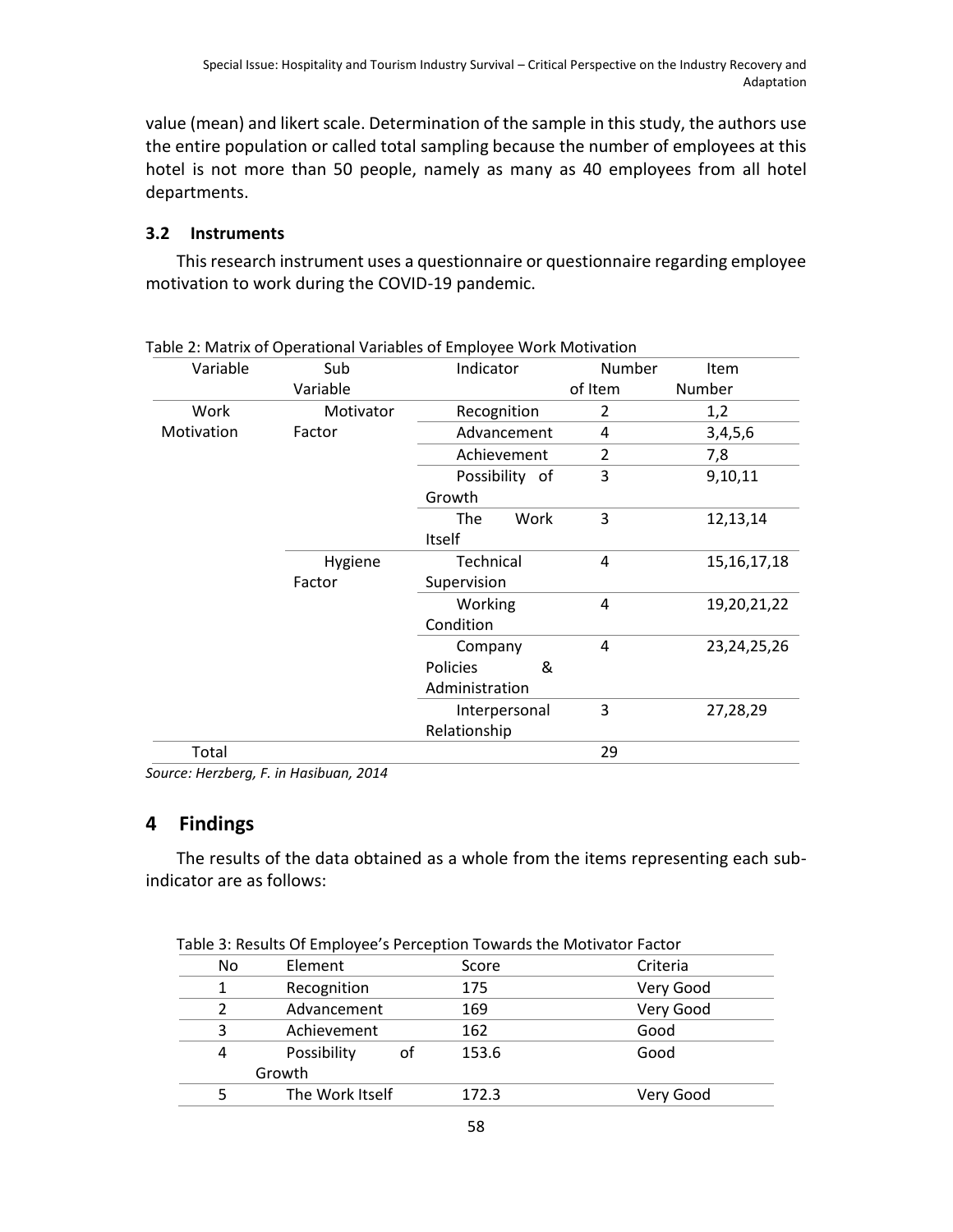value (mean) and likert scale. Determination of the sample in this study, the authors use the entire population or called total sampling because the number of employees at this hotel is not more than 50 people, namely as many as 40 employees from all hotel departments.

### 3.2 Instruments

This research instrument uses a questionnaire or questionnaire regarding employee motivation to work during the COVID-19 pandemic.

Table 2: Matrix of Operational Variables of Employee Work Motivation

| Variable | Sub Variable | Indicator | Number of Item | Item Number |
|---|---|---|---|---|
| Work Motivation | Motivator Factor | Recognition | 2 | 1,2 |
| | | Advancement | 4 | 3,4,5,6 |
| | | Achievement | 2 | 7,8 |
| | | Possibility of Growth | 3 | 9,10,11 |
| | | The Work Itself | 3 | 12,13,14 |
| | Hygiene Factor | Technical Supervision | 4 | 15,16,17,18 |
| | | Working Condition | 4 | 19,20,21,22 |
| | | Company Policies & Administration | 4 | 23,24,25,26 |
| | | Interpersonal Relationship | 3 | 27,28,29 |
| Total | | | 29 | |

*Source: Herzberg, F. in Hasibuan, 2014*

## 4 Findings

The results of the data obtained as a whole from the items representing each sub-indicator are as follows:

Table 3: Results Of Employee's Perception Towards the Motivator Factor

| No | Element | Score | Criteria |
|---|---|---|---|
| 1 | Recognition | 175 | Very Good |
| 2 | Advancement | 169 | Very Good |
| 3 | Achievement | 162 | Good |
| 4 | Possibility of Growth | 153.6 | Good |
| 5 | The Work Itself | 172.3 | Very Good |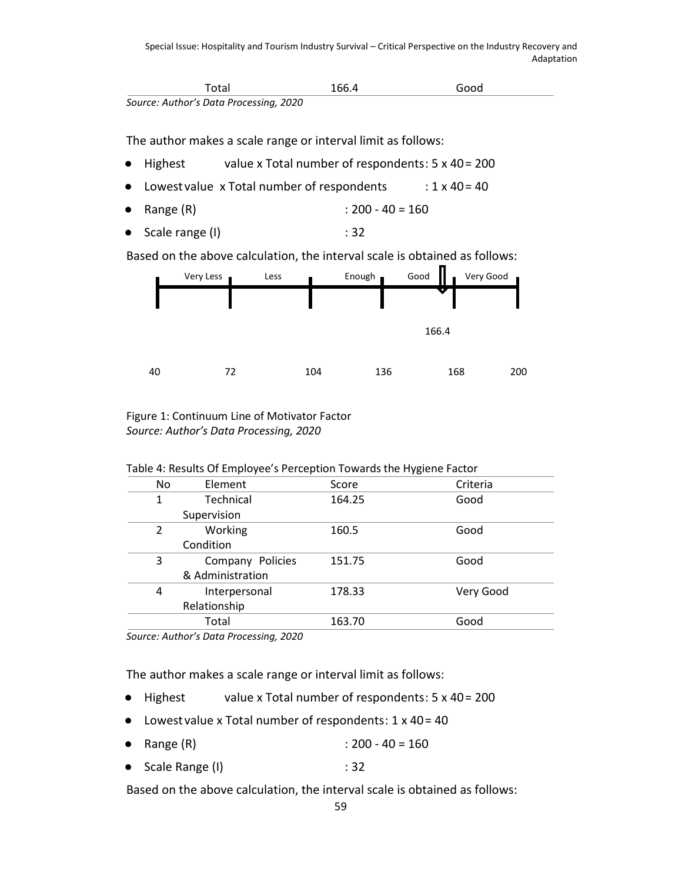| | Total | 166.4 | Good |
|---|---|---|---|

*Source: Author's Data Processing, 2020*

The author makes a scale range or interval limit as follows:

- Highest value x Total number of respondents: 5 x 40 = 200
- Lowest value x Total number of respondents : 1 x 40 = 40
- Range (R) : 200 - 40 = 160
- Scale range (I) : 32

Based on the above calculation, the interval scale is obtained as follows:

Very Less | Less | Enough | Good | Very Good

166.4

40 72 104 136 168 200

Figure 1: Continuum Line of Motivator Factor
*Source: Author's Data Processing, 2020*

Table 4: Results Of Employee's Perception Towards the Hygiene Factor

| No | Element | Score | Criteria |
|---|---|---|---|
| 1 | Technical Supervision | 164.25 | Good |
| 2 | Working Condition | 160.5 | Good |
| 3 | Company Policies & Administration | 151.75 | Good |
| 4 | Interpersonal Relationship | 178.33 | Very Good |
| | Total | 163.70 | Good |

*Source: Author's Data Processing, 2020*

The author makes a scale range or interval limit as follows:

- Highest value x Total number of respondents: 5 x 40 = 200
- Lowest value x Total number of respondents: 1 x 40 = 40
- Range (R) : 200 - 40 = 160
- Scale Range (I) : 32

Based on the above calculation, the interval scale is obtained as follows: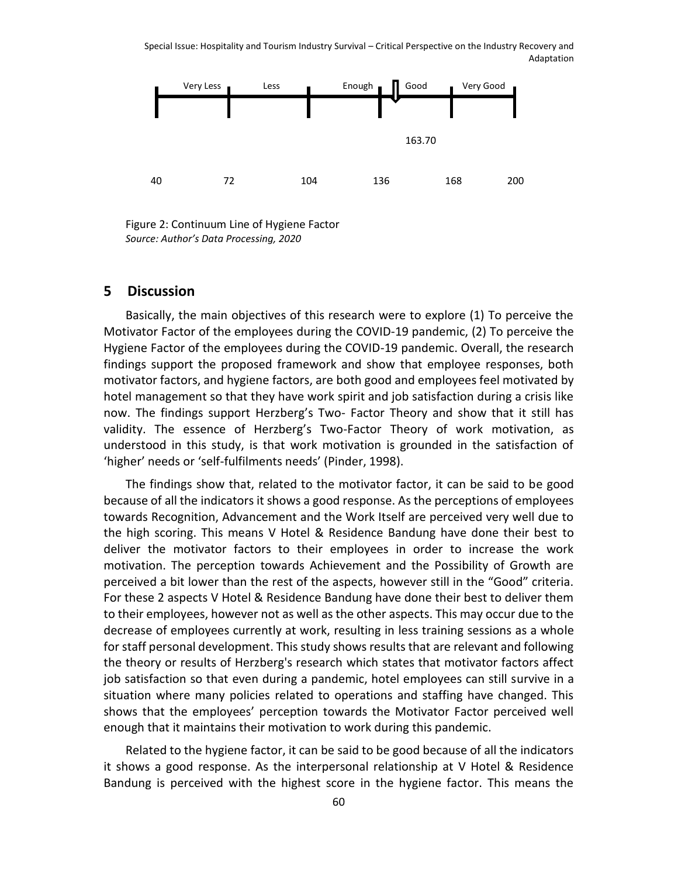| Very Less | Less | Enough | Good | Very Good |
|---|---|---|---|---|

163.70

40 72 104 136 168 200

Figure 2: Continuum Line of Hygiene Factor
*Source: Author's Data Processing, 2020*

## 5 Discussion

Basically, the main objectives of this research were to explore (1) To perceive the Motivator Factor of the employees during the COVID-19 pandemic, (2) To perceive the Hygiene Factor of the employees during the COVID-19 pandemic. Overall, the research findings support the proposed framework and show that employee responses, both motivator factors, and hygiene factors, are both good and employees feel motivated by hotel management so that they have work spirit and job satisfaction during a crisis like now. The findings support Herzberg's Two- Factor Theory and show that it still has validity. The essence of Herzberg's Two-Factor Theory of work motivation, as understood in this study, is that work motivation is grounded in the satisfaction of 'higher' needs or 'self-fulfilments needs' (Pinder, 1998).

The findings show that, related to the motivator factor, it can be said to be good because of all the indicators it shows a good response. As the perceptions of employees towards Recognition, Advancement and the Work Itself are perceived very well due to the high scoring. This means V Hotel & Residence Bandung have done their best to deliver the motivator factors to their employees in order to increase the work motivation. The perception towards Achievement and the Possibility of Growth are perceived a bit lower than the rest of the aspects, however still in the "Good" criteria. For these 2 aspects V Hotel & Residence Bandung have done their best to deliver them to their employees, however not as well as the other aspects. This may occur due to the decrease of employees currently at work, resulting in less training sessions as a whole for staff personal development. This study shows results that are relevant and following the theory or results of Herzberg's research which states that motivator factors affect job satisfaction so that even during a pandemic, hotel employees can still survive in a situation where many policies related to operations and staffing have changed. This shows that the employees' perception towards the Motivator Factor perceived well enough that it maintains their motivation to work during this pandemic.

Related to the hygiene factor, it can be said to be good because of all the indicators it shows a good response. As the interpersonal relationship at V Hotel & Residence Bandung is perceived with the highest score in the hygiene factor. This means the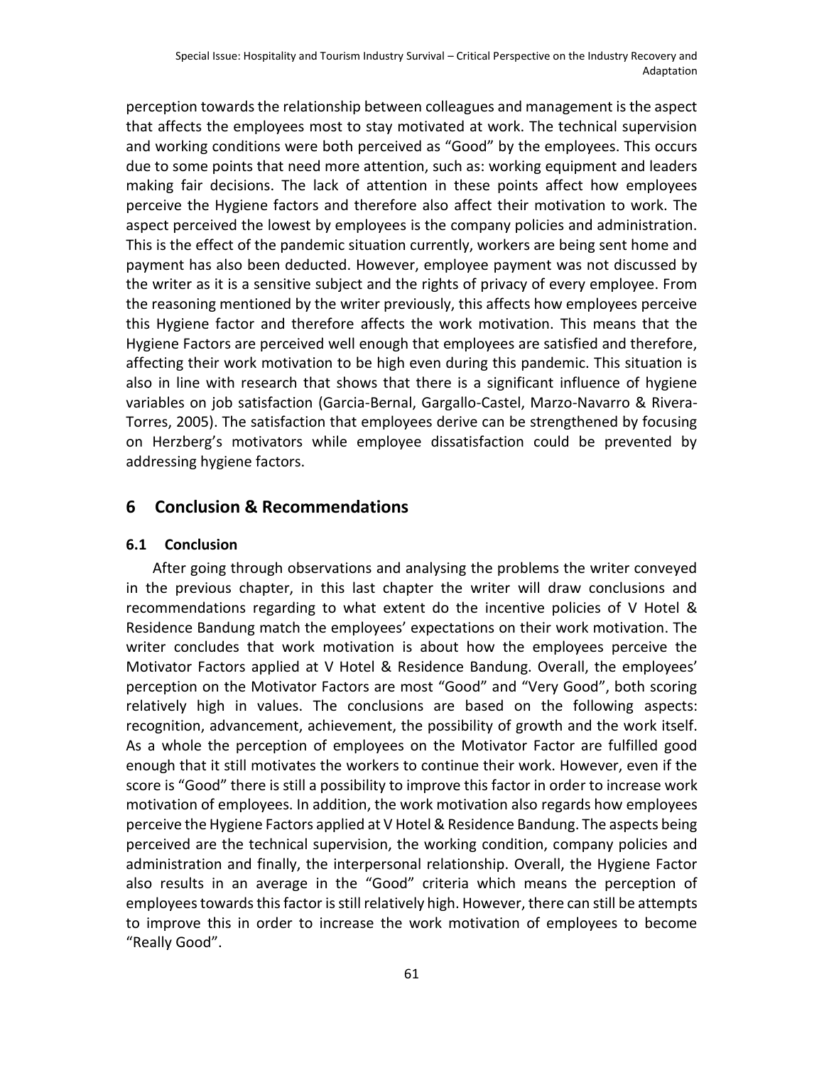perception towards the relationship between colleagues and management is the aspect that affects the employees most to stay motivated at work. The technical supervision and working conditions were both perceived as "Good" by the employees. This occurs due to some points that need more attention, such as: working equipment and leaders making fair decisions. The lack of attention in these points affect how employees perceive the Hygiene factors and therefore also affect their motivation to work. The aspect perceived the lowest by employees is the company policies and administration. This is the effect of the pandemic situation currently, workers are being sent home and payment has also been deducted. However, employee payment was not discussed by the writer as it is a sensitive subject and the rights of privacy of every employee. From the reasoning mentioned by the writer previously, this affects how employees perceive this Hygiene factor and therefore affects the work motivation. This means that the Hygiene Factors are perceived well enough that employees are satisfied and therefore, affecting their work motivation to be high even during this pandemic. This situation is also in line with research that shows that there is a significant influence of hygiene variables on job satisfaction (Garcia-Bernal, Gargallo-Castel, Marzo-Navarro & Rivera-Torres, 2005). The satisfaction that employees derive can be strengthened by focusing on Herzberg's motivators while employee dissatisfaction could be prevented by addressing hygiene factors.

## 6 Conclusion & Recommendations

### 6.1 Conclusion

After going through observations and analysing the problems the writer conveyed in the previous chapter, in this last chapter the writer will draw conclusions and recommendations regarding to what extent do the incentive policies of V Hotel & Residence Bandung match the employees' expectations on their work motivation. The writer concludes that work motivation is about how the employees perceive the Motivator Factors applied at V Hotel & Residence Bandung. Overall, the employees' perception on the Motivator Factors are most "Good" and "Very Good", both scoring relatively high in values. The conclusions are based on the following aspects: recognition, advancement, achievement, the possibility of growth and the work itself. As a whole the perception of employees on the Motivator Factor are fulfilled good enough that it still motivates the workers to continue their work. However, even if the score is "Good" there is still a possibility to improve this factor in order to increase work motivation of employees. In addition, the work motivation also regards how employees perceive the Hygiene Factors applied at V Hotel & Residence Bandung. The aspects being perceived are the technical supervision, the working condition, company policies and administration and finally, the interpersonal relationship. Overall, the Hygiene Factor also results in an average in the "Good" criteria which means the perception of employees towards this factor is still relatively high. However, there can still be attempts to improve this in order to increase the work motivation of employees to become "Really Good".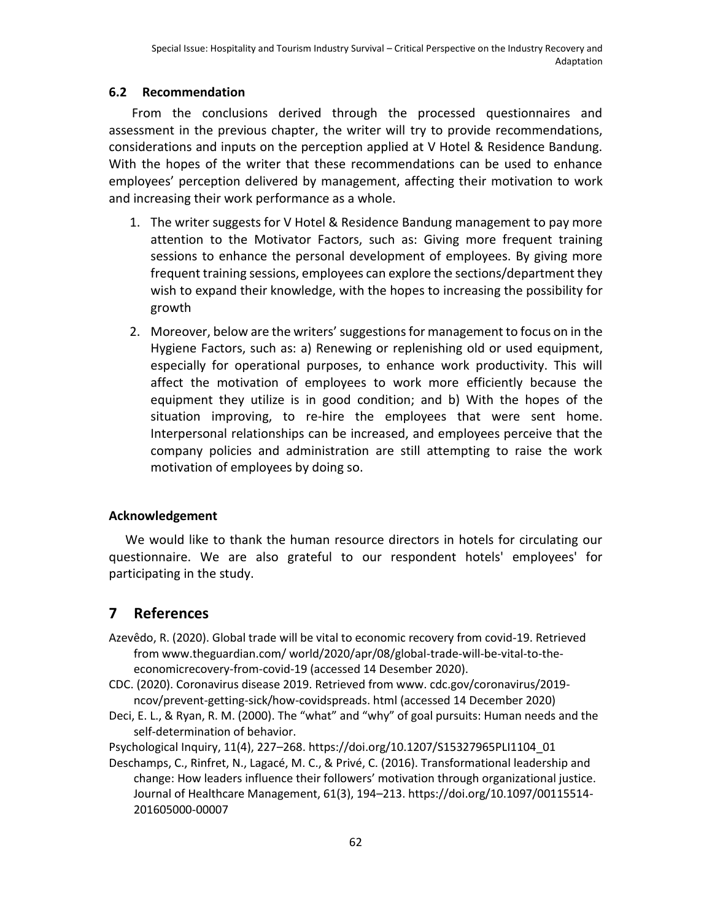### 6.2 Recommendation

From the conclusions derived through the processed questionnaires and assessment in the previous chapter, the writer will try to provide recommendations, considerations and inputs on the perception applied at V Hotel & Residence Bandung. With the hopes of the writer that these recommendations can be used to enhance employees' perception delivered by management, affecting their motivation to work and increasing their work performance as a whole.

1. The writer suggests for V Hotel & Residence Bandung management to pay more attention to the Motivator Factors, such as: Giving more frequent training sessions to enhance the personal development of employees. By giving more frequent training sessions, employees can explore the sections/department they wish to expand their knowledge, with the hopes to increasing the possibility for growth
2. Moreover, below are the writers' suggestions for management to focus on in the Hygiene Factors, such as: a) Renewing or replenishing old or used equipment, especially for operational purposes, to enhance work productivity. This will affect the motivation of employees to work more efficiently because the equipment they utilize is in good condition; and b) With the hopes of the situation improving, to re-hire the employees that were sent home. Interpersonal relationships can be increased, and employees perceive that the company policies and administration are still attempting to raise the work motivation of employees by doing so.

### Acknowledgement

We would like to thank the human resource directors in hotels for circulating our questionnaire. We are also grateful to our respondent hotels' employees' for participating in the study.

## 7 References

Azevêdo, R. (2020). Global trade will be vital to economic recovery from covid-19. Retrieved from www.theguardian.com/ world/2020/apr/08/global-trade-will-be-vital-to-the-economicrecovery-from-covid-19 (accessed 14 Desember 2020).

CDC. (2020). Coronavirus disease 2019. Retrieved from www. cdc.gov/coronavirus/2019-ncov/prevent-getting-sick/how-covidspreads. html (accessed 14 December 2020)

Deci, E. L., & Ryan, R. M. (2000). The "what" and "why" of goal pursuits: Human needs and the self-determination of behavior.

Psychological Inquiry, 11(4), 227–268. https://doi.org/10.1207/S15327965PLI1104_01

Deschamps, C., Rinfret, N., Lagacé, M. C., & Privé, C. (2016). Transformational leadership and change: How leaders influence their followers' motivation through organizational justice. Journal of Healthcare Management, 61(3), 194–213. https://doi.org/10.1097/00115514-201605000-00007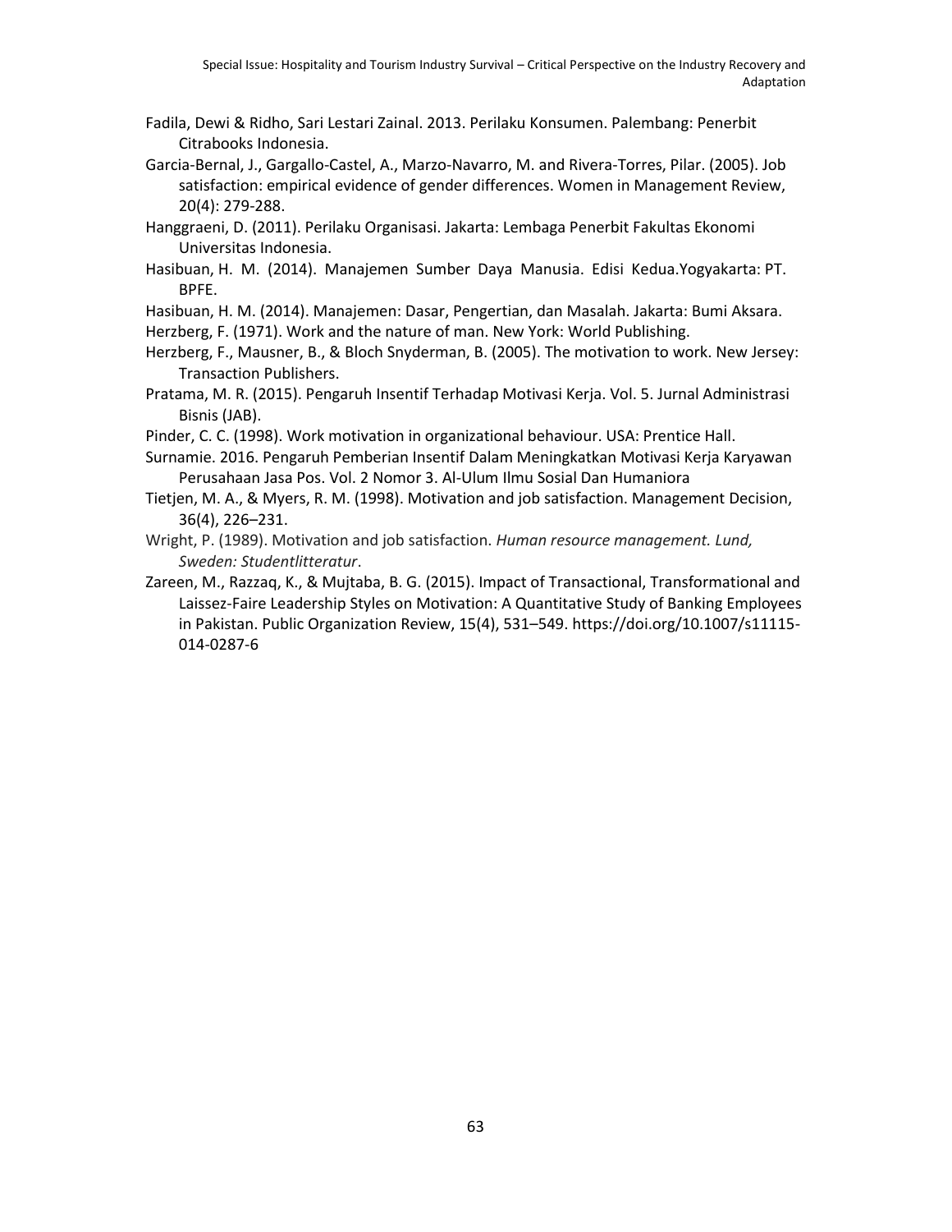Fadila, Dewi & Ridho, Sari Lestari Zainal. 2013. Perilaku Konsumen. Palembang: Penerbit Citrabooks Indonesia.

Garcia-Bernal, J., Gargallo-Castel, A., Marzo-Navarro, M. and Rivera-Torres, Pilar. (2005). Job satisfaction: empirical evidence of gender differences. Women in Management Review, 20(4): 279-288.

Hanggraeni, D. (2011). Perilaku Organisasi. Jakarta: Lembaga Penerbit Fakultas Ekonomi Universitas Indonesia.

Hasibuan, H. M. (2014). Manajemen Sumber Daya Manusia. Edisi Kedua.Yogyakarta: PT. BPFE.

Hasibuan, H. M. (2014). Manajemen: Dasar, Pengertian, dan Masalah. Jakarta: Bumi Aksara.

Herzberg, F. (1971). Work and the nature of man. New York: World Publishing.

Herzberg, F., Mausner, B., & Bloch Snyderman, B. (2005). The motivation to work. New Jersey: Transaction Publishers.

Pratama, M. R. (2015). Pengaruh Insentif Terhadap Motivasi Kerja. Vol. 5. Jurnal Administrasi Bisnis (JAB).

Pinder, C. C. (1998). Work motivation in organizational behaviour. USA: Prentice Hall.

Surnamie. 2016. Pengaruh Pemberian Insentif Dalam Meningkatkan Motivasi Kerja Karyawan Perusahaan Jasa Pos. Vol. 2 Nomor 3. Al-Ulum Ilmu Sosial Dan Humaniora

Tietjen, M. A., & Myers, R. M. (1998). Motivation and job satisfaction. Management Decision, 36(4), 226–231.

Wright, P. (1989). Motivation and job satisfaction. *Human resource management. Lund, Sweden: Studentlitteratur*.

Zareen, M., Razzaq, K., & Mujtaba, B. G. (2015). Impact of Transactional, Transformational and Laissez-Faire Leadership Styles on Motivation: A Quantitative Study of Banking Employees in Pakistan. Public Organization Review, 15(4), 531–549. https://doi.org/10.1007/s11115-014-0287-6